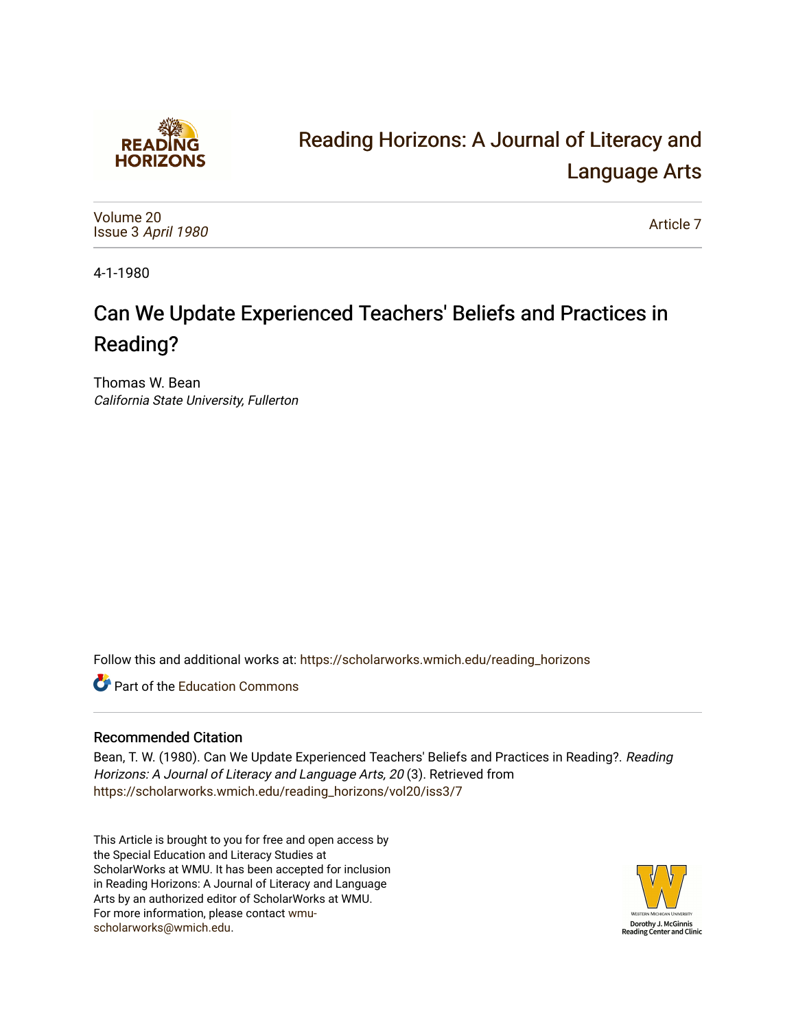# Reading Horizons: A Journal of Literacy and Language Arts

Volume 20
Issue 3 *April 1980*

Article 7

4-1-1980

## Can We Update Experienced Teachers' Beliefs and Practices in Reading?

Thomas W. Bean
*California State University, Fullerton*

Follow this and additional works at: https://scholarworks.wmich.edu/reading_horizons

Part of the Education Commons

### Recommended Citation

Bean, T. W. (1980). Can We Update Experienced Teachers' Beliefs and Practices in Reading?. *Reading Horizons: A Journal of Literacy and Language Arts, 20* (3). Retrieved from https://scholarworks.wmich.edu/reading_horizons/vol20/iss3/7

This Article is brought to you for free and open access by the Special Education and Literacy Studies at ScholarWorks at WMU. It has been accepted for inclusion in Reading Horizons: A Journal of Literacy and Language Arts by an authorized editor of ScholarWorks at WMU. For more information, please contact wmu-scholarworks@wmich.edu.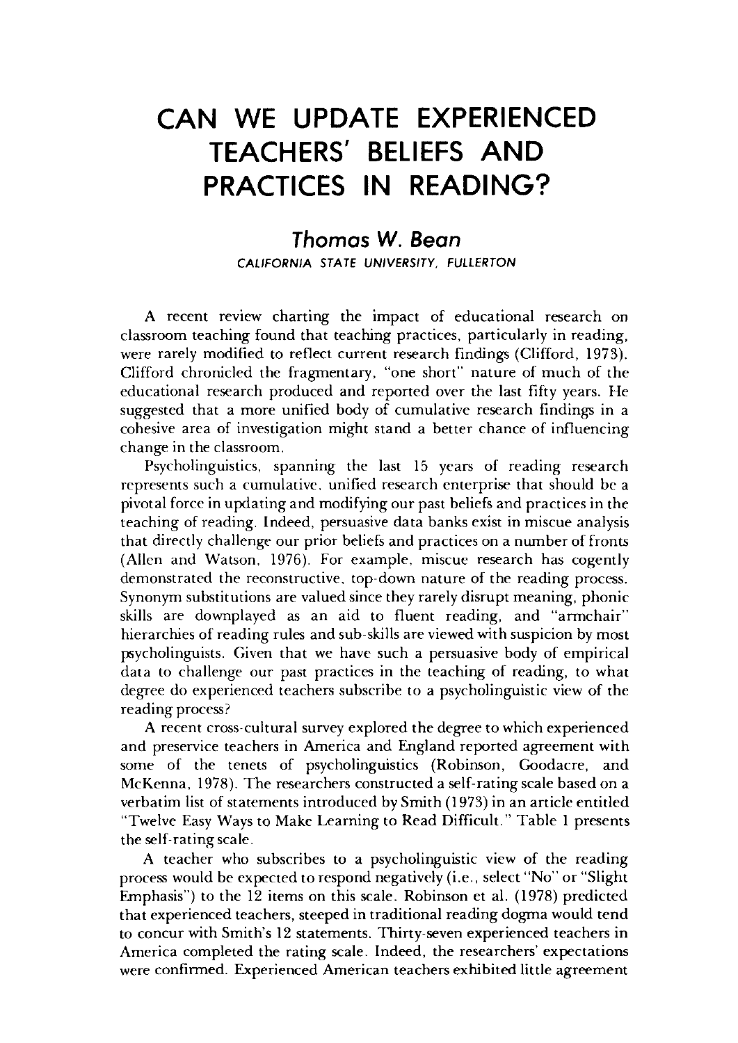# CAN WE UPDATE EXPERIENCED TEACHERS' BELIEFS AND PRACTICES IN READING?

## *Thomas W. Bean*

CALIFORNIA STATE UNIVERSITY, FULLERTON

A recent review charting the impact of educational research on classroom teaching found that teaching practices, particularly in reading, were rarely modified to reflect current research findings (Clifford, 1973). Clifford chronicled the fragmentary, "one short" nature of much of the educational research produced and reported over the last fifty years. He suggested that a more unified body of cumulative research findings in a cohesive area of investigation might stand a better chance of influencing change in the classroom.

Psycholinguistics, spanning the last 15 years of reading research represents such a cumulative, unified research enterprise that should be a pivotal force in updating and modifying our past beliefs and practices in the teaching of reading. Indeed, persuasive data banks exist in miscue analysis that directly challenge our prior beliefs and practices on a number of fronts (Allen and Watson, 1976). For example, miscue research has cogently demonstrated the reconstructive, top-down nature of the reading process. Synonym substitutions are valued since they rarely disrupt meaning, phonic skills are downplayed as an aid to fluent reading, and "armchair" hierarchies of reading rules and sub-skills are viewed with suspicion by most psycholinguists. Given that we have such a persuasive body of empirical data to challenge our past practices in the teaching of reading, to what degree do experienced teachers subscribe to a psycholinguistic view of the reading process?

A recent cross-cultural survey explored the degree to which experienced and preservice teachers in America and England reported agreement with some of the tenets of psycholinguistics (Robinson, Goodacre, and McKenna, 1978). The researchers constructed a self-rating scale based on a verbatim list of statements introduced by Smith (1973) in an article entitled "Twelve Easy Ways to Make Learning to Read Difficult." Table 1 presents the self-rating scale.

A teacher who subscribes to a psycholinguistic view of the reading process would be expected to respond negatively (i.e., select "No" or "Slight Emphasis") to the 12 items on this scale. Robinson et al. (1978) predicted that experienced teachers, steeped in traditional reading dogma would tend to concur with Smith's 12 statements. Thirty-seven experienced teachers in America completed the rating scale. Indeed, the researchers' expectations were confirmed. Experienced American teachers exhibited little agreement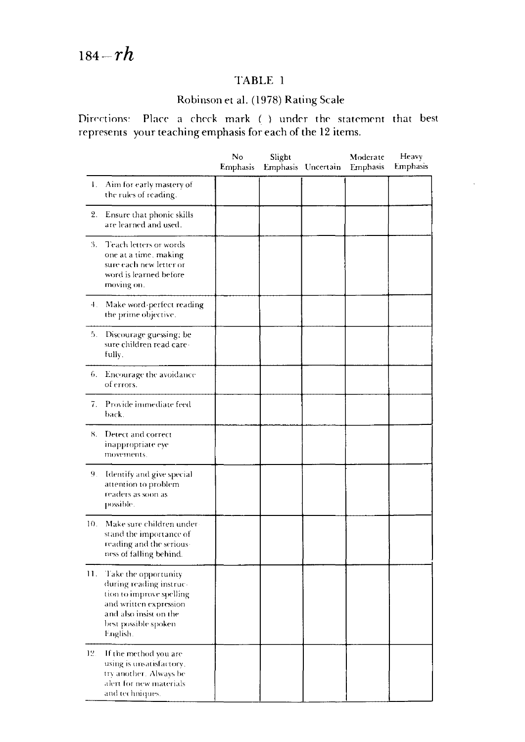## TABLE 1

### Robinson et al. (1978) Rating Scale

Directions: Place a check mark ( ) under the statement that best represents your teaching emphasis for each of the 12 items.

| | No Emphasis | Slight Emphasis | Uncertain | Moderate Emphasis | Heavy Emphasis |
|---|---|---|---|---|---|
| 1. Aim for early mastery of the rules of reading. | | | | | |
| 2. Ensure that phonic skills are learned and used. | | | | | |
| 3. Teach letters or words one at a time, making sure each new letter or word is learned before moving on. | | | | | |
| 4. Make word-perfect reading the prime objective. | | | | | |
| 5. Discourage guessing; be sure children read carefully. | | | | | |
| 6. Encourage the avoidance of errors. | | | | | |
| 7. Provide immediate feedback. | | | | | |
| 8. Detect and correct inappropriate eye movements. | | | | | |
| 9. Identify and give special attention to problem readers as soon as possible. | | | | | |
| 10. Make sure children understand the importance of reading and the seriousness of falling behind. | | | | | |
| 11. Take the opportunity during reading instruction to improve spelling and written expression and also insist on the best possible spoken English. | | | | | |
| 12. If the method you are using is unsatisfactory, try another. Always be alert for new materials and techniques. | | | | | |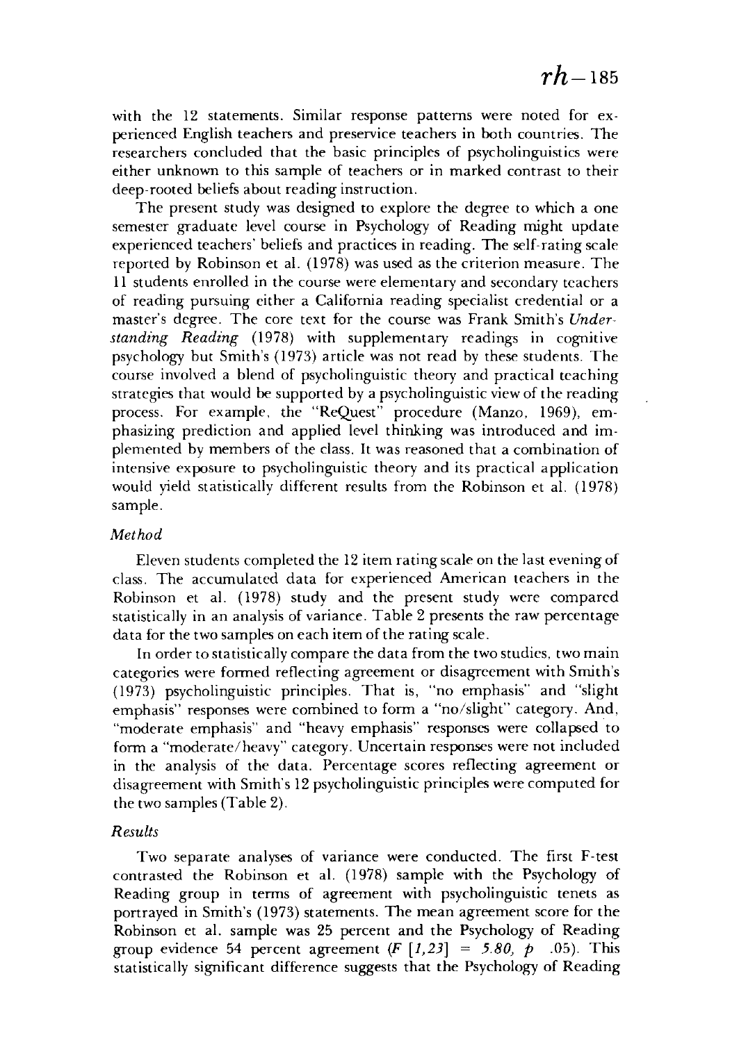with the 12 statements. Similar response patterns were noted for experienced English teachers and preservice teachers in both countries. The researchers concluded that the basic principles of psycholinguistics were either unknown to this sample of teachers or in marked contrast to their deep-rooted beliefs about reading instruction.

The present study was designed to explore the degree to which a one semester graduate level course in Psychology of Reading might update experienced teachers' beliefs and practices in reading. The self-rating scale reported by Robinson et al. (1978) was used as the criterion measure. The 11 students enrolled in the course were elementary and secondary teachers of reading pursuing either a California reading specialist credential or a master's degree. The core text for the course was Frank Smith's *Understanding Reading* (1978) with supplementary readings in cognitive psychology but Smith's (1973) article was not read by these students. The course involved a blend of psycholinguistic theory and practical teaching strategies that would be supported by a psycholinguistic view of the reading process. For example, the "ReQuest" procedure (Manzo, 1969), emphasizing prediction and applied level thinking was introduced and implemented by members of the class. It was reasoned that a combination of intensive exposure to psycholinguistic theory and its practical application would yield statistically different results from the Robinson et al. (1978) sample.

### *Method*

Eleven students completed the 12 item rating scale on the last evening of class. The accumulated data for experienced American teachers in the Robinson et al. (1978) study and the present study were compared statistically in an analysis of variance. Table 2 presents the raw percentage data for the two samples on each item of the rating scale.

In order to statistically compare the data from the two studies, two main categories were formed reflecting agreement or disagreement with Smith's (1973) psycholinguistic principles. That is, "no emphasis" and "slight emphasis" responses were combined to form a "no/slight" category. And, "moderate emphasis" and "heavy emphasis" responses were collapsed to form a "moderate/heavy" category. Uncertain responses were not included in the analysis of the data. Percentage scores reflecting agreement or disagreement with Smith's 12 psycholinguistic principles were computed for the two samples (Table 2).

### *Results*

Two separate analyses of variance were conducted. The first F-test contrasted the Robinson et al. (1978) sample with the Psychology of Reading group in terms of agreement with psycholinguistic tenets as portrayed in Smith's (1973) statements. The mean agreement score for the Robinson et al. sample was 25 percent and the Psychology of Reading group evidence 54 percent agreement ($F\ [1,23] = 5.80,\ p\ \ .05$). This statistically significant difference suggests that the Psychology of Reading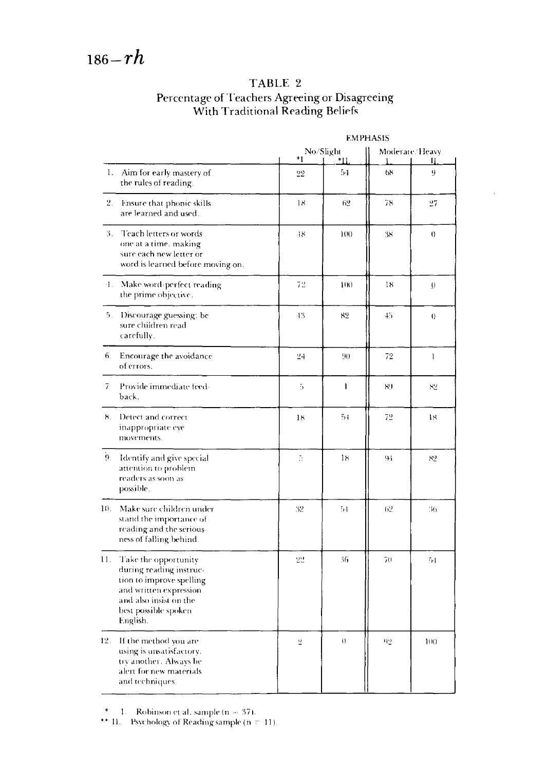## TABLE 2
### Percentage of Teachers Agreeing or Disagreeing With Traditional Reading Beliefs

| | EMPHASIS | | | |
|---|---|---|---|---|
| | No/Slight | | Moderate/Heavy | |
| | *I | *II | I | II |
| 1. Aim for early mastery of the rules of reading. | 22 | 54 | 68 | 9 |
| 2. Ensure that phonic skills are learned and used. | 18 | 62 | 78 | 27 |
| 3. Teach letters or words one at a time, making sure each new letter or word is learned before moving on. | 48 | 100 | 38 | 0 |
| 4. Make word-perfect reading the prime objective. | 72 | 100 | 18 | 0 |
| 5. Discourage guessing; be sure children read carefully. | 43 | 82 | 45 | 0 |
| 6. Encourage the avoidance of errors. | 24 | 90 | 72 | 1 |
| 7. Provide immediate feedback. | 5 | 1 | 89 | 82 |
| 8. Detect and correct inappropriate eye movements. | 18 | 54 | 72 | 18 |
| 9. Identify and give special attention to problem readers as soon as possible. | 5 | 18 | 94 | 82 |
| 10. Make sure children understand the importance of reading and the seriousness of falling behind. | 32 | 54 | 62 | 36 |
| 11. Take the opportunity during reading instruction to improve spelling and written expression and also insist on the best possible spoken English. | 22 | 36 | 70 | 54 |
| 12. If the method you are using is unsatisfactory, try another. Always be alert for new materials and techniques. | 2 | 0 | 92 | 100 |

\* I. Robinson et al. sample (n = 37).
\*\* II. Psychology of Reading sample (n = 11).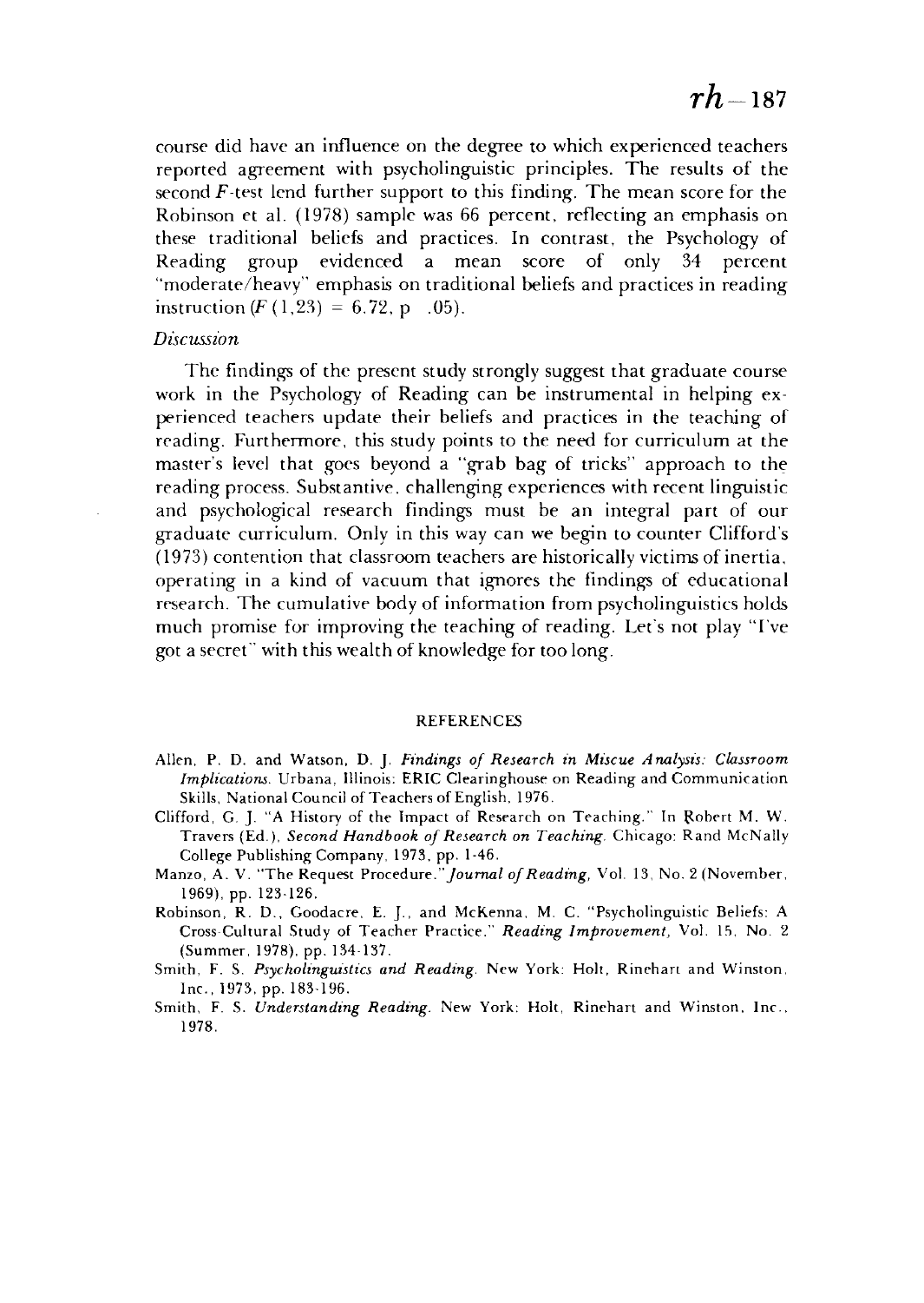course did have an influence on the degree to which experienced teachers reported agreement with psycholinguistic principles. The results of the second $F$-test lend further support to this finding. The mean score for the Robinson et al. (1978) sample was 66 percent, reflecting an emphasis on these traditional beliefs and practices. In contrast, the Psychology of Reading group evidenced a mean score of only 34 percent "moderate/heavy" emphasis on traditional beliefs and practices in reading instruction ($F(1,23) = 6.72$, p .05).

*Discussion*

The findings of the present study strongly suggest that graduate course work in the Psychology of Reading can be instrumental in helping experienced teachers update their beliefs and practices in the teaching of reading. Furthermore, this study points to the need for curriculum at the master's level that goes beyond a "grab bag of tricks" approach to the reading process. Substantive, challenging experiences with recent linguistic and psychological research findings must be an integral part of our graduate curriculum. Only in this way can we begin to counter Clifford's (1973) contention that classroom teachers are historically victims of inertia, operating in a kind of vacuum that ignores the findings of educational research. The cumulative body of information from psycholinguistics holds much promise for improving the teaching of reading. Let's not play "I've got a secret" with this wealth of knowledge for too long.

## REFERENCES

Allen, P. D. and Watson, D. J. *Findings of Research in Miscue Analysis: Classroom Implications.* Urbana, Illinois: ERIC Clearinghouse on Reading and Communication Skills, National Council of Teachers of English, 1976.

Clifford, G. J. "A History of the Impact of Research on Teaching." In Robert M. W. Travers (Ed.), *Second Handbook of Research on Teaching.* Chicago: Rand McNally College Publishing Company, 1973, pp. 1-46.

Manzo, A. V. "The Request Procedure." *Journal of Reading,* Vol. 13, No. 2 (November, 1969), pp. 123-126.

Robinson, R. D., Goodacre, E. J., and McKenna, M. C. "Psycholinguistic Beliefs: A Cross-Cultural Study of Teacher Practice." *Reading Improvement,* Vol. 15, No. 2 (Summer, 1978), pp. 134-137.

Smith, F. S. *Psycholinguistics and Reading.* New York: Holt, Rinehart and Winston, Inc., 1973, pp. 183-196.

Smith, F. S. *Understanding Reading.* New York: Holt, Rinehart and Winston, Inc., 1978.